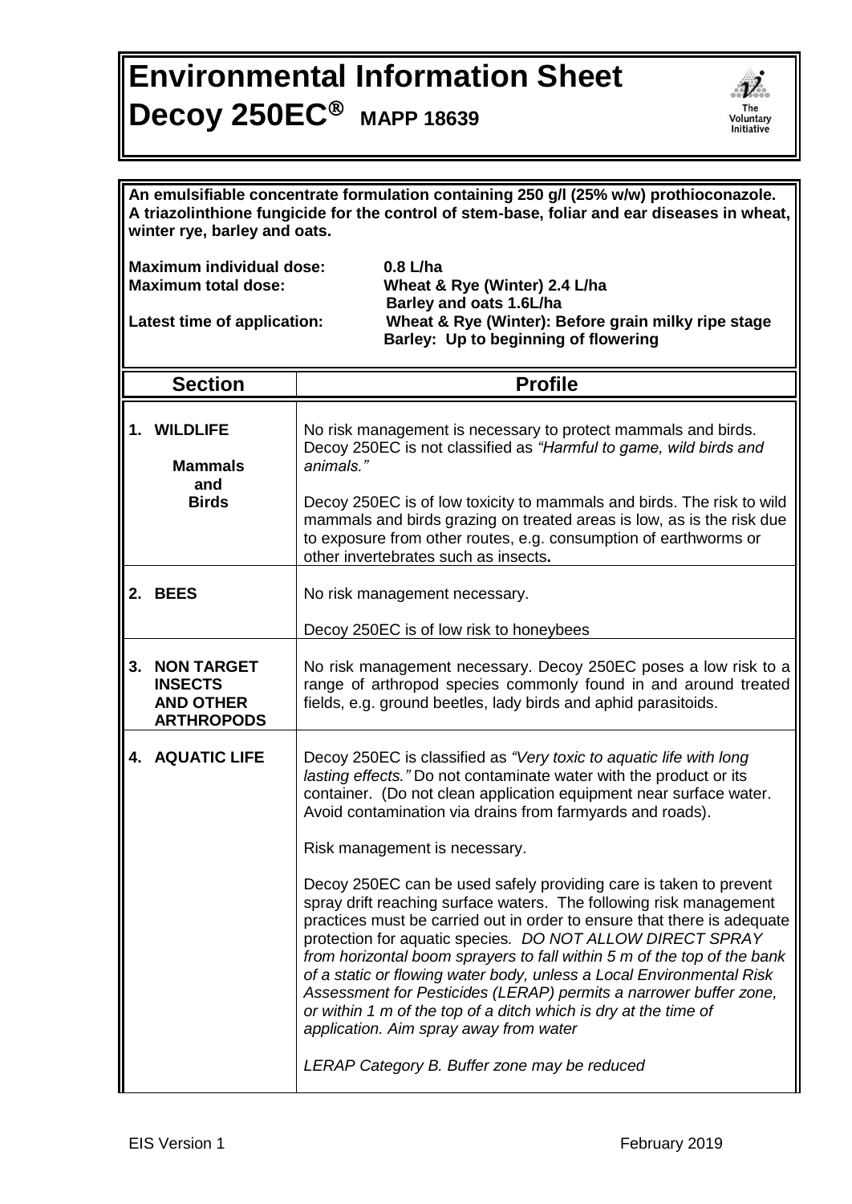# Environmental Information Sheet

# Decoy 250EC® MAPP 18639

**An emulsifiable concentrate formulation containing 250 g/l (25% w/w) prothioconazole. A triazolinthione fungicide for the control of stem-base, foliar and ear diseases in wheat, winter rye, barley and oats.**

**Maximum individual dose:** 0.8 L/ha

**Maximum total dose:** Wheat & Rye (Winter) 2.4 L/ha
Barley and oats 1.6L/ha

**Latest time of application:** Wheat & Rye (Winter): Before grain milky ripe stage
Barley: Up to beginning of flowering

| Section | Profile |
|---|---|
| **1. WILDLIFE**<br><br>**Mammals and Birds** | No risk management is necessary to protect mammals and birds. Decoy 250EC is not classified as *"Harmful to game, wild birds and animals."*<br><br>Decoy 250EC is of low toxicity to mammals and birds. The risk to wild mammals and birds grazing on treated areas is low, as is the risk due to exposure from other routes, e.g. consumption of earthworms or other invertebrates such as insects**.** |
| **2. BEES** | No risk management necessary.<br><br>Decoy 250EC is of low risk to honeybees |
| **3. NON TARGET INSECTS AND OTHER ARTHROPODS** | No risk management necessary. Decoy 250EC poses a low risk to a range of arthropod species commonly found in and around treated fields, e.g. ground beetles, lady birds and aphid parasitoids. |
| **4. AQUATIC LIFE** | Decoy 250EC is classified as *"Very toxic to aquatic life with long lasting effects."* Do not contaminate water with the product or its container. (Do not clean application equipment near surface water. Avoid contamination via drains from farmyards and roads).<br><br>Risk management is necessary.<br><br>Decoy 250EC can be used safely providing care is taken to prevent spray drift reaching surface waters. The following risk management practices must be carried out in order to ensure that there is adequate protection for aquatic species. *DO NOT ALLOW DIRECT SPRAY from horizontal boom sprayers to fall within 5 m of the top of the bank of a static or flowing water body, unless a Local Environmental Risk Assessment for Pesticides (LERAP) permits a narrower buffer zone, or within 1 m of the top of a ditch which is dry at the time of application. Aim spray away from water*<br><br>*LERAP Category B. Buffer zone may be reduced* |

EIS Version 1 February 2019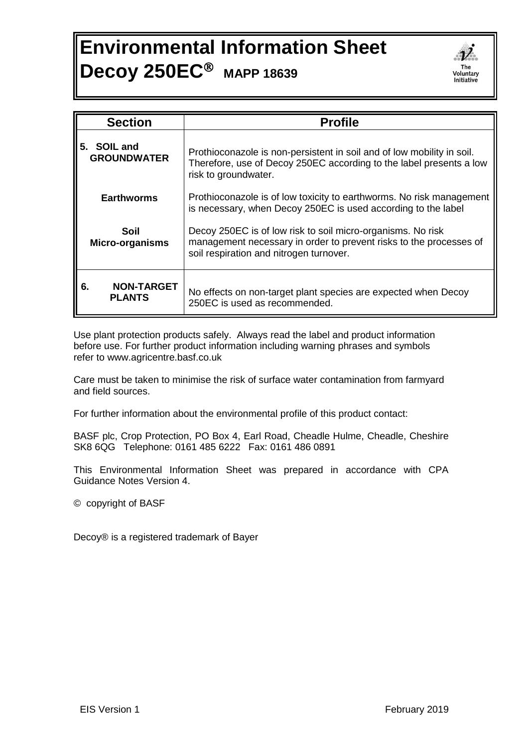# Environmental Information Sheet

## Decoy 250EC® MAPP 18639

| Section | Profile |
|---|---|
| **5. SOIL and GROUNDWATER** | Prothioconazole is non-persistent in soil and of low mobility in soil. Therefore, use of Decoy 250EC according to the label presents a low risk to groundwater. |
| **Earthworms** | Prothioconazole is of low toxicity to earthworms. No risk management is necessary, when Decoy 250EC is used according to the label |
| **Soil Micro-organisms** | Decoy 250EC is of low risk to soil micro-organisms. No risk management necessary in order to prevent risks to the processes of soil respiration and nitrogen turnover. |
| **6. NON-TARGET PLANTS** | No effects on non-target plant species are expected when Decoy 250EC is used as recommended. |

Use plant protection products safely. Always read the label and product information before use. For further product information including warning phrases and symbols refer to www.agricentre.basf.co.uk

Care must be taken to minimise the risk of surface water contamination from farmyard and field sources.

For further information about the environmental profile of this product contact:

BASF plc, Crop Protection, PO Box 4, Earl Road, Cheadle Hulme, Cheadle, Cheshire SK8 6QG Telephone: 0161 485 6222 Fax: 0161 486 0891

This Environmental Information Sheet was prepared in accordance with CPA Guidance Notes Version 4.

© copyright of BASF

Decoy® is a registered trademark of Bayer

EIS Version 1 February 2019